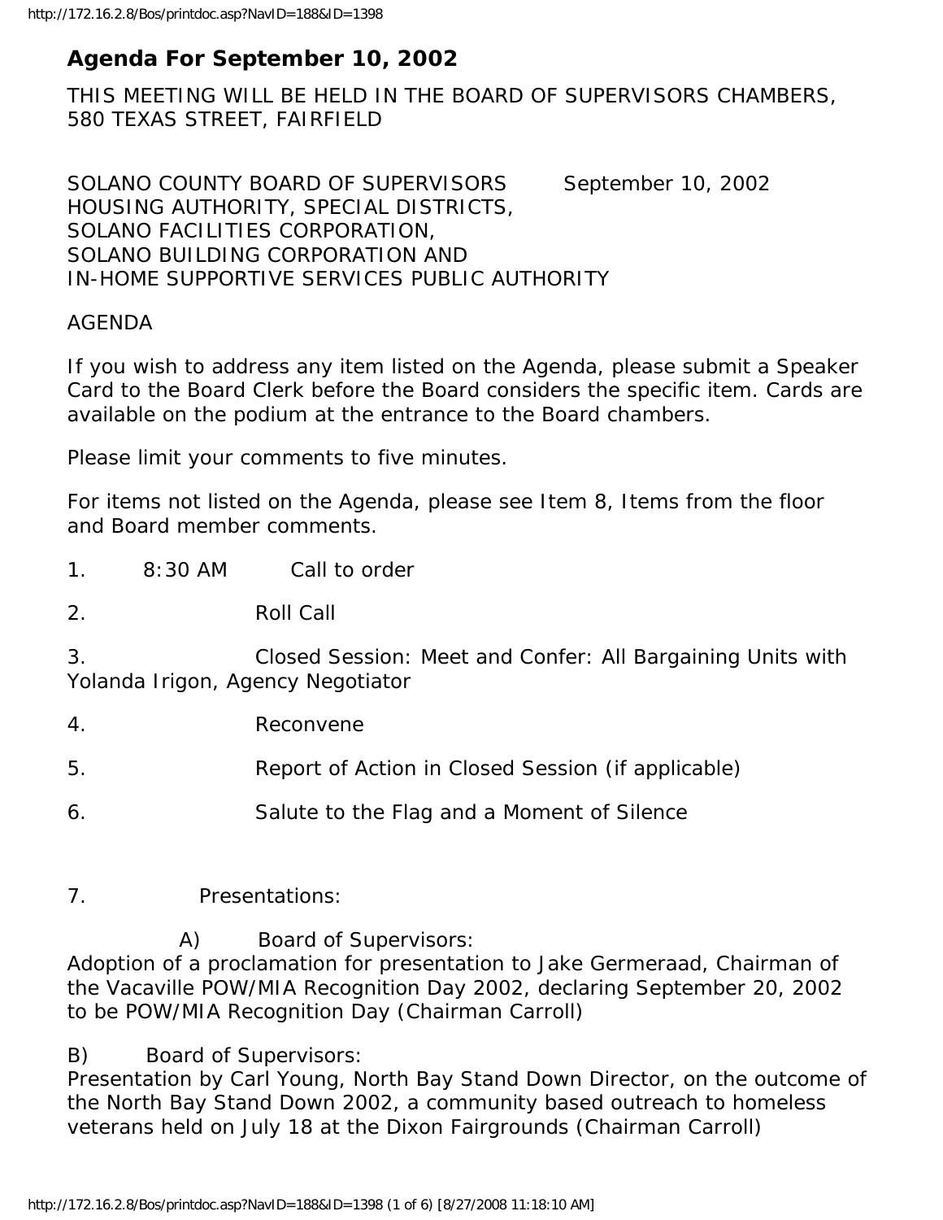# Agenda For September 10, 2002

THIS MEETING WILL BE HELD IN THE BOARD OF SUPERVISORS CHAMBERS, 580 TEXAS STREET, FAIRFIELD

SOLANO COUNTY BOARD OF SUPERVISORS September 10, 2002
HOUSING AUTHORITY, SPECIAL DISTRICTS,
SOLANO FACILITIES CORPORATION,
SOLANO BUILDING CORPORATION AND
IN-HOME SUPPORTIVE SERVICES PUBLIC AUTHORITY

AGENDA

If you wish to address any item listed on the Agenda, please submit a Speaker Card to the Board Clerk before the Board considers the specific item. Cards are available on the podium at the entrance to the Board chambers.

Please limit your comments to five minutes.

For items not listed on the Agenda, please see Item 8, Items from the floor and Board member comments.

1. 8:30 AM Call to order

2. Roll Call

3. Closed Session: Meet and Confer: All Bargaining Units with Yolanda Irigon, Agency Negotiator

4. Reconvene

5. Report of Action in Closed Session (if applicable)

6. Salute to the Flag and a Moment of Silence

7. Presentations:

A) Board of Supervisors:
Adoption of a proclamation for presentation to Jake Germeraad, Chairman of the Vacaville POW/MIA Recognition Day 2002, declaring September 20, 2002 to be POW/MIA Recognition Day (Chairman Carroll)

B) Board of Supervisors:
Presentation by Carl Young, North Bay Stand Down Director, on the outcome of the North Bay Stand Down 2002, a community based outreach to homeless veterans held on July 18 at the Dixon Fairgrounds (Chairman Carroll)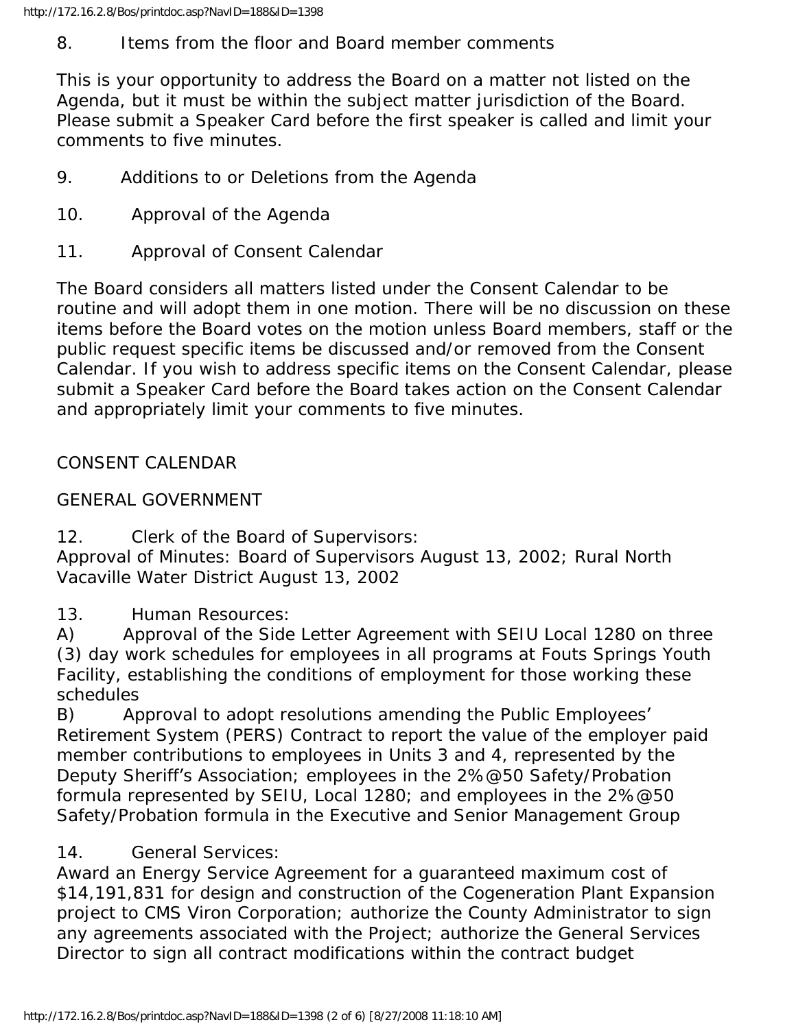8. Items from the floor and Board member comments

This is your opportunity to address the Board on a matter not listed on the Agenda, but it must be within the subject matter jurisdiction of the Board. Please submit a Speaker Card before the first speaker is called and limit your comments to five minutes.

9. Additions to or Deletions from the Agenda

10. Approval of the Agenda

11. Approval of Consent Calendar

The Board considers all matters listed under the Consent Calendar to be routine and will adopt them in one motion. There will be no discussion on these items before the Board votes on the motion unless Board members, staff or the public request specific items be discussed and/or removed from the Consent Calendar. If you wish to address specific items on the Consent Calendar, please submit a Speaker Card before the Board takes action on the Consent Calendar and appropriately limit your comments to five minutes.

CONSENT CALENDAR

GENERAL GOVERNMENT

12. Clerk of the Board of Supervisors:
Approval of Minutes: Board of Supervisors August 13, 2002; Rural North Vacaville Water District August 13, 2002

13. Human Resources:
A) Approval of the Side Letter Agreement with SEIU Local 1280 on three (3) day work schedules for employees in all programs at Fouts Springs Youth Facility, establishing the conditions of employment for those working these schedules
B) Approval to adopt resolutions amending the Public Employees' Retirement System (PERS) Contract to report the value of the employer paid member contributions to employees in Units 3 and 4, represented by the Deputy Sheriff's Association; employees in the 2%@50 Safety/Probation formula represented by SEIU, Local 1280; and employees in the 2%@50 Safety/Probation formula in the Executive and Senior Management Group

14. General Services:
Award an Energy Service Agreement for a guaranteed maximum cost of $14,191,831 for design and construction of the Cogeneration Plant Expansion project to CMS Viron Corporation; authorize the County Administrator to sign any agreements associated with the Project; authorize the General Services Director to sign all contract modifications within the contract budget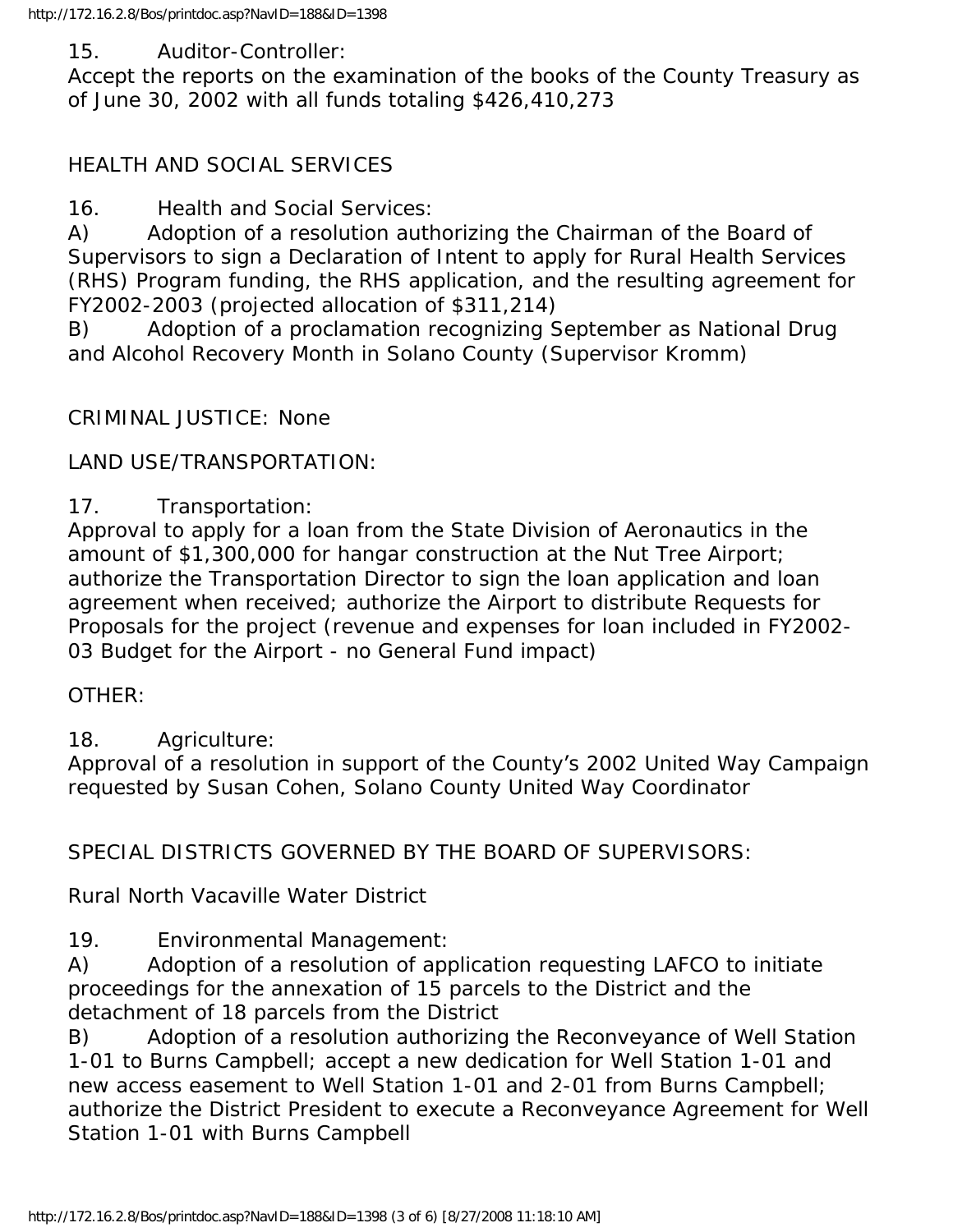15. Auditor-Controller:
Accept the reports on the examination of the books of the County Treasury as of June 30, 2002 with all funds totaling $426,410,273

HEALTH AND SOCIAL SERVICES

16. Health and Social Services:
A) Adoption of a resolution authorizing the Chairman of the Board of Supervisors to sign a Declaration of Intent to apply for Rural Health Services (RHS) Program funding, the RHS application, and the resulting agreement for FY2002-2003 (projected allocation of $311,214)
B) Adoption of a proclamation recognizing September as National Drug and Alcohol Recovery Month in Solano County (Supervisor Kromm)

CRIMINAL JUSTICE: None

LAND USE/TRANSPORTATION:

17. Transportation:
Approval to apply for a loan from the State Division of Aeronautics in the amount of $1,300,000 for hangar construction at the Nut Tree Airport; authorize the Transportation Director to sign the loan application and loan agreement when received; authorize the Airport to distribute Requests for Proposals for the project (revenue and expenses for loan included in FY2002-03 Budget for the Airport - no General Fund impact)

OTHER:

18. Agriculture:
Approval of a resolution in support of the County's 2002 United Way Campaign requested by Susan Cohen, Solano County United Way Coordinator

SPECIAL DISTRICTS GOVERNED BY THE BOARD OF SUPERVISORS:

Rural North Vacaville Water District

19. Environmental Management:
A) Adoption of a resolution of application requesting LAFCO to initiate proceedings for the annexation of 15 parcels to the District and the detachment of 18 parcels from the District
B) Adoption of a resolution authorizing the Reconveyance of Well Station 1-01 to Burns Campbell; accept a new dedication for Well Station 1-01 and new access easement to Well Station 1-01 and 2-01 from Burns Campbell; authorize the District President to execute a Reconveyance Agreement for Well Station 1-01 with Burns Campbell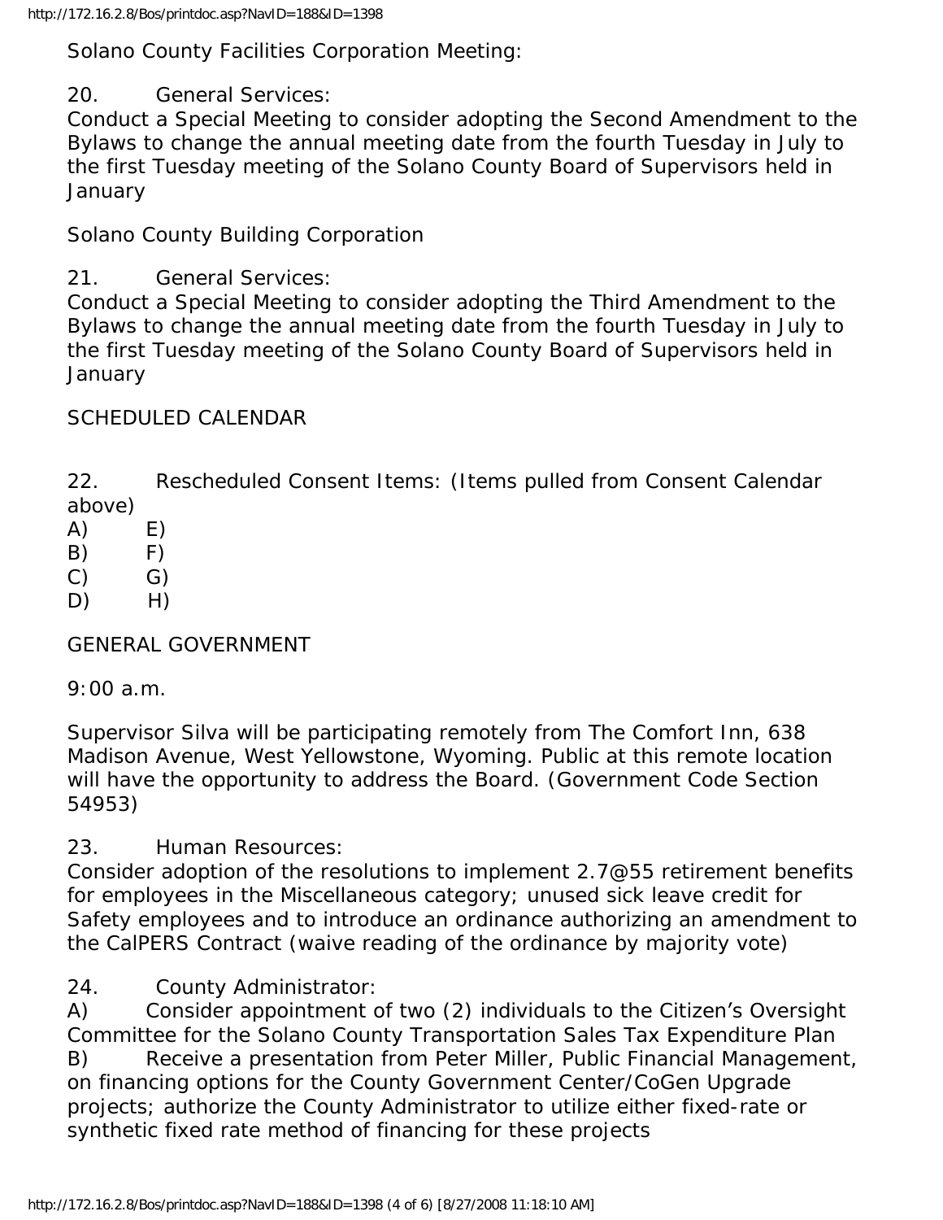Solano County Facilities Corporation Meeting:

20. General Services:
Conduct a Special Meeting to consider adopting the Second Amendment to the Bylaws to change the annual meeting date from the fourth Tuesday in July to the first Tuesday meeting of the Solano County Board of Supervisors held in January

Solano County Building Corporation

21. General Services:
Conduct a Special Meeting to consider adopting the Third Amendment to the Bylaws to change the annual meeting date from the fourth Tuesday in July to the first Tuesday meeting of the Solano County Board of Supervisors held in January

SCHEDULED CALENDAR

22. Rescheduled Consent Items: (Items pulled from Consent Calendar above)
A) E)
B) F)
C) G)
D) H)

GENERAL GOVERNMENT

9:00 a.m.

Supervisor Silva will be participating remotely from The Comfort Inn, 638 Madison Avenue, West Yellowstone, Wyoming. Public at this remote location will have the opportunity to address the Board. (Government Code Section 54953)

23. Human Resources:
Consider adoption of the resolutions to implement 2.7@55 retirement benefits for employees in the Miscellaneous category; unused sick leave credit for Safety employees and to introduce an ordinance authorizing an amendment to the CalPERS Contract (waive reading of the ordinance by majority vote)

24. County Administrator:
A) Consider appointment of two (2) individuals to the Citizen's Oversight Committee for the Solano County Transportation Sales Tax Expenditure Plan
B) Receive a presentation from Peter Miller, Public Financial Management, on financing options for the County Government Center/CoGen Upgrade projects; authorize the County Administrator to utilize either fixed-rate or synthetic fixed rate method of financing for these projects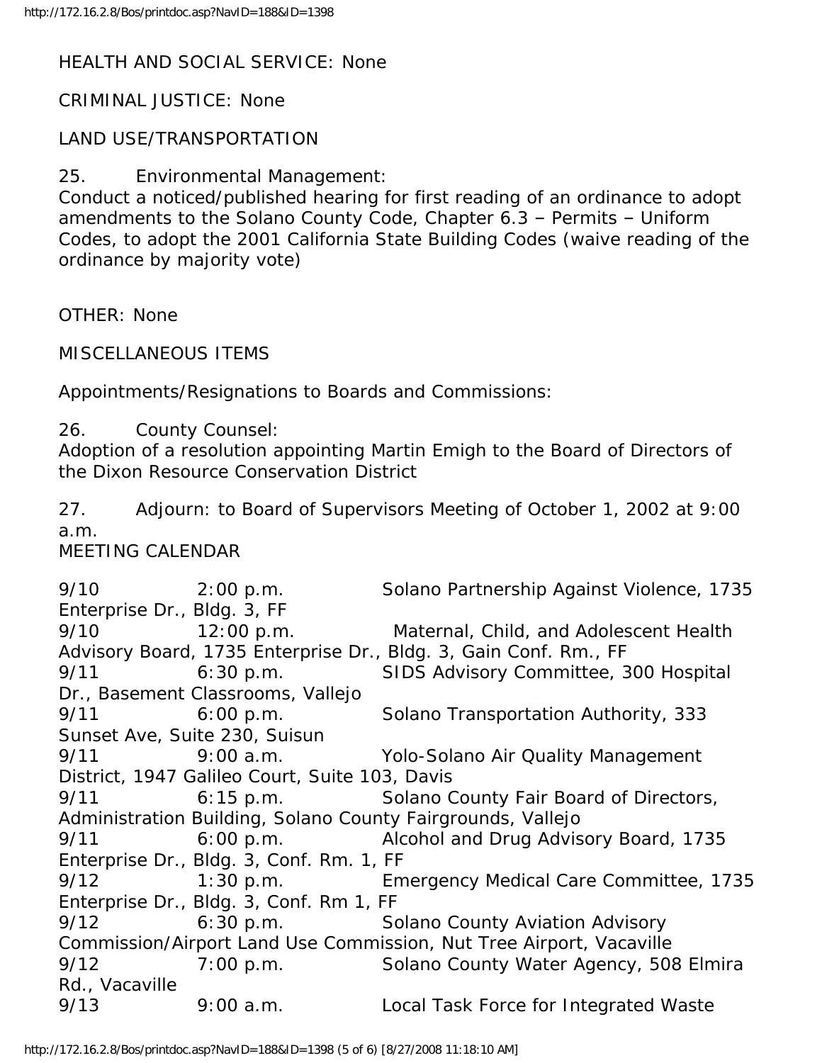HEALTH AND SOCIAL SERVICE: None

CRIMINAL JUSTICE: None

LAND USE/TRANSPORTATION

25. Environmental Management:
Conduct a noticed/published hearing for first reading of an ordinance to adopt amendments to the Solano County Code, Chapter 6.3 – Permits – Uniform Codes, to adopt the 2001 California State Building Codes (waive reading of the ordinance by majority vote)

OTHER: None

MISCELLANEOUS ITEMS

Appointments/Resignations to Boards and Commissions:

26. County Counsel:
Adoption of a resolution appointing Martin Emigh to the Board of Directors of the Dixon Resource Conservation District

27. Adjourn: to Board of Supervisors Meeting of October 1, 2002 at 9:00 a.m.

MEETING CALENDAR

9/10 2:00 p.m. Solano Partnership Against Violence, 1735 Enterprise Dr., Bldg. 3, FF
9/10 12:00 p.m. Maternal, Child, and Adolescent Health Advisory Board, 1735 Enterprise Dr., Bldg. 3, Gain Conf. Rm., FF
9/11 6:30 p.m. SIDS Advisory Committee, 300 Hospital Dr., Basement Classrooms, Vallejo
9/11 6:00 p.m. Solano Transportation Authority, 333 Sunset Ave, Suite 230, Suisun
9/11 9:00 a.m. Yolo-Solano Air Quality Management District, 1947 Galileo Court, Suite 103, Davis
9/11 6:15 p.m. Solano County Fair Board of Directors, Administration Building, Solano County Fairgrounds, Vallejo
9/11 6:00 p.m. Alcohol and Drug Advisory Board, 1735 Enterprise Dr., Bldg. 3, Conf. Rm. 1, FF
9/12 1:30 p.m. Emergency Medical Care Committee, 1735 Enterprise Dr., Bldg. 3, Conf. Rm 1, FF
9/12 6:30 p.m. Solano County Aviation Advisory Commission/Airport Land Use Commission, Nut Tree Airport, Vacaville
9/12 7:00 p.m. Solano County Water Agency, 508 Elmira Rd., Vacaville
9/13 9:00 a.m. Local Task Force for Integrated Waste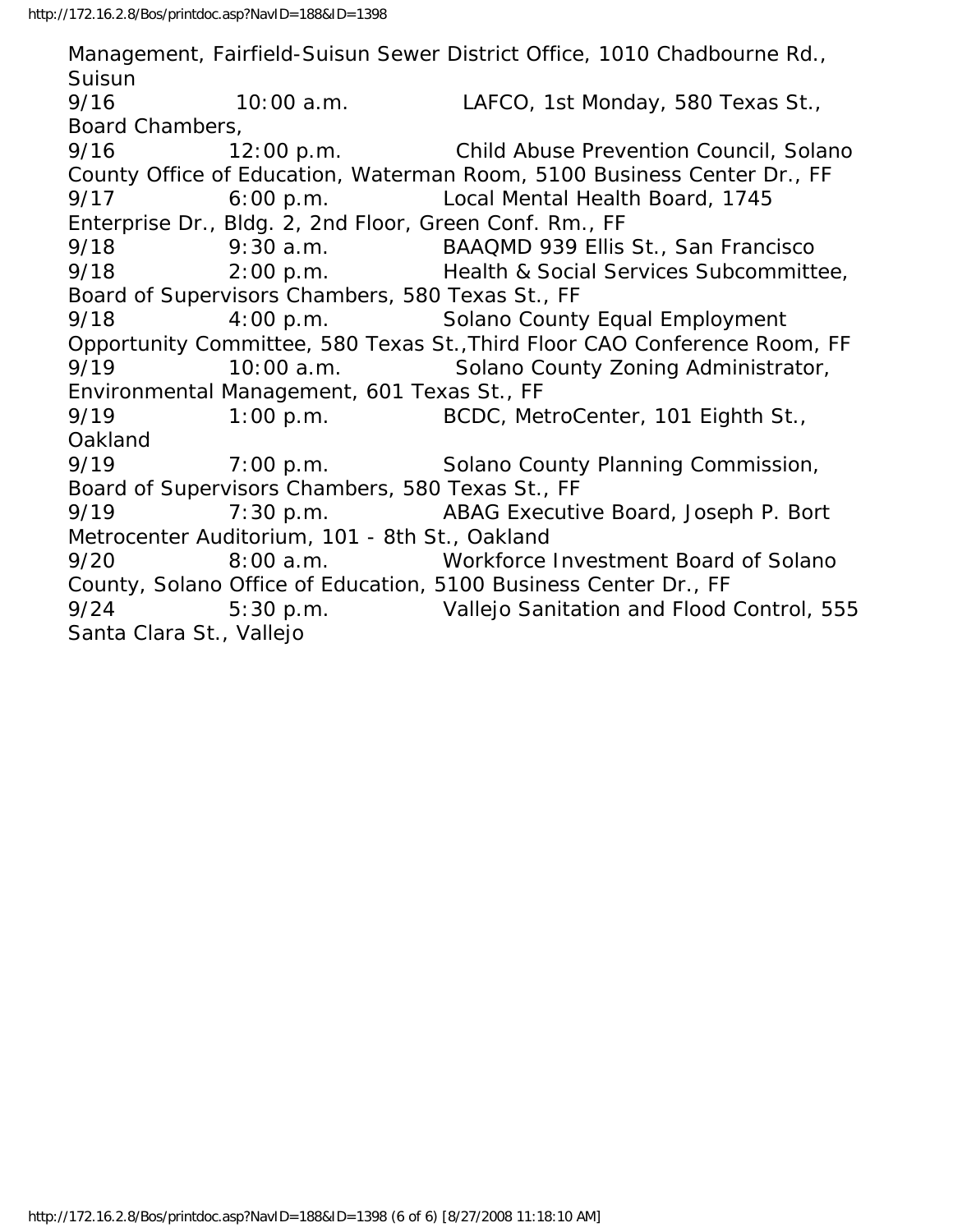Management, Fairfield-Suisun Sewer District Office, 1010 Chadbourne Rd., Suisun

9/16 10:00 a.m. LAFCO, 1st Monday, 580 Texas St., Board Chambers,

9/16 12:00 p.m. Child Abuse Prevention Council, Solano County Office of Education, Waterman Room, 5100 Business Center Dr., FF

9/17 6:00 p.m. Local Mental Health Board, 1745 Enterprise Dr., Bldg. 2, 2nd Floor, Green Conf. Rm., FF

9/18 9:30 a.m. BAAQMD 939 Ellis St., San Francisco

9/18 2:00 p.m. Health & Social Services Subcommittee, Board of Supervisors Chambers, 580 Texas St., FF

9/18 4:00 p.m. Solano County Equal Employment Opportunity Committee, 580 Texas St.,Third Floor CAO Conference Room, FF

9/19 10:00 a.m. Solano County Zoning Administrator, Environmental Management, 601 Texas St., FF

9/19 1:00 p.m. BCDC, MetroCenter, 101 Eighth St., Oakland

9/19 7:00 p.m. Solano County Planning Commission, Board of Supervisors Chambers, 580 Texas St., FF

9/19 7:30 p.m. ABAG Executive Board, Joseph P. Bort Metrocenter Auditorium, 101 - 8th St., Oakland

9/20 8:00 a.m. Workforce Investment Board of Solano County, Solano Office of Education, 5100 Business Center Dr., FF

9/24 5:30 p.m. Vallejo Sanitation and Flood Control, 555 Santa Clara St., Vallejo